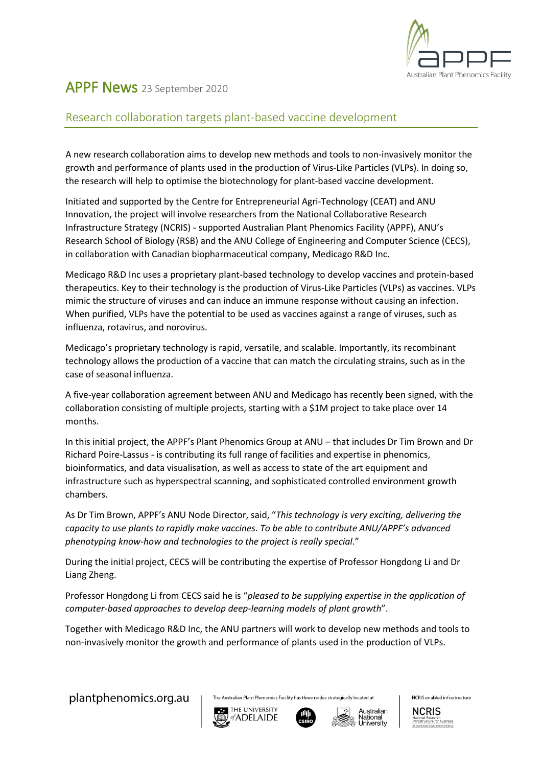# APPF News 23 September 2020

## Research collaboration targets plant-based vaccine development

A new research collaboration aims to develop new methods and tools to non-invasively monitor the growth and performance of plants used in the production of Virus-Like Particles (VLPs). In doing so, the research will help to optimise the biotechnology for plant-based vaccine development.

Initiated and supported by the Centre for Entrepreneurial Agri-Technology (CEAT) and ANU Innovation, the project will involve researchers from the National Collaborative Research Infrastructure Strategy (NCRIS) - supported Australian Plant Phenomics Facility (APPF), ANU's Research School of Biology (RSB) and the ANU College of Engineering and Computer Science (CECS), in collaboration with Canadian biopharmaceutical company, Medicago R&D Inc.

Medicago R&D Inc uses a proprietary plant-based technology to develop vaccines and protein-based therapeutics. Key to their technology is the production of Virus-Like Particles (VLPs) as vaccines. VLPs mimic the structure of viruses and can induce an immune response without causing an infection. When purified, VLPs have the potential to be used as vaccines against a range of viruses, such as influenza, rotavirus, and norovirus.

Medicago's proprietary technology is rapid, versatile, and scalable. Importantly, its recombinant technology allows the production of a vaccine that can match the circulating strains, such as in the case of seasonal influenza.

A five-year collaboration agreement between ANU and Medicago has recently been signed, with the collaboration consisting of multiple projects, starting with a $1M project to take place over 14 months.

In this initial project, the APPF's Plant Phenomics Group at ANU – that includes Dr Tim Brown and Dr Richard Poire-Lassus - is contributing its full range of facilities and expertise in phenomics, bioinformatics, and data visualisation, as well as access to state of the art equipment and infrastructure such as hyperspectral scanning, and sophisticated controlled environment growth chambers.

As Dr Tim Brown, APPF's ANU Node Director, said, "*This technology is very exciting, delivering the capacity to use plants to rapidly make vaccines. To be able to contribute ANU/APPF's advanced phenotyping know-how and technologies to the project is really special*."

During the initial project, CECS will be contributing the expertise of Professor Hongdong Li and Dr Liang Zheng.

Professor Hongdong Li from CECS said he is "*pleased to be supplying expertise in the application of computer-based approaches to develop deep-learning models of plant growth*".

Together with Medicago R&D Inc, the ANU partners will work to develop new methods and tools to non-invasively monitor the growth and performance of plants used in the production of VLPs.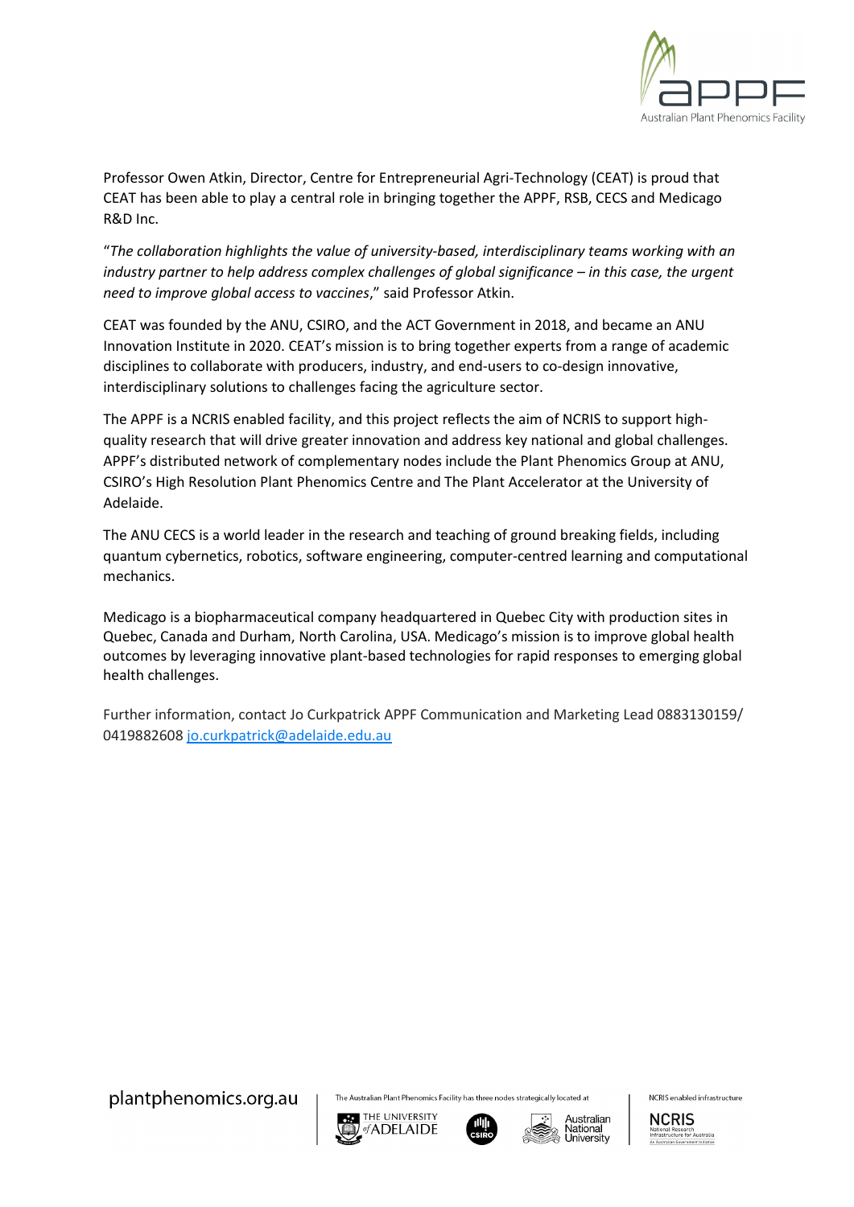Professor Owen Atkin, Director, Centre for Entrepreneurial Agri-Technology (CEAT) is proud that CEAT has been able to play a central role in bringing together the APPF, RSB, CECS and Medicago R&D Inc.

"*The collaboration highlights the value of university-based, interdisciplinary teams working with an industry partner to help address complex challenges of global significance – in this case, the urgent need to improve global access to vaccines*," said Professor Atkin.

CEAT was founded by the ANU, CSIRO, and the ACT Government in 2018, and became an ANU Innovation Institute in 2020. CEAT's mission is to bring together experts from a range of academic disciplines to collaborate with producers, industry, and end-users to co-design innovative, interdisciplinary solutions to challenges facing the agriculture sector.

The APPF is a NCRIS enabled facility, and this project reflects the aim of NCRIS to support high-quality research that will drive greater innovation and address key national and global challenges. APPF's distributed network of complementary nodes include the Plant Phenomics Group at ANU, CSIRO's High Resolution Plant Phenomics Centre and The Plant Accelerator at the University of Adelaide.

The ANU CECS is a world leader in the research and teaching of ground breaking fields, including quantum cybernetics, robotics, software engineering, computer-centred learning and computational mechanics.

Medicago is a biopharmaceutical company headquartered in Quebec City with production sites in Quebec, Canada and Durham, North Carolina, USA. Medicago's mission is to improve global health outcomes by leveraging innovative plant-based technologies for rapid responses to emerging global health challenges.

Further information, contact Jo Curkpatrick APPF Communication and Marketing Lead 0883130159/ 0419882608 [jo.curkpatrick@adelaide.edu.au](mailto:jo.curkpatrick@adelaide.edu.au)